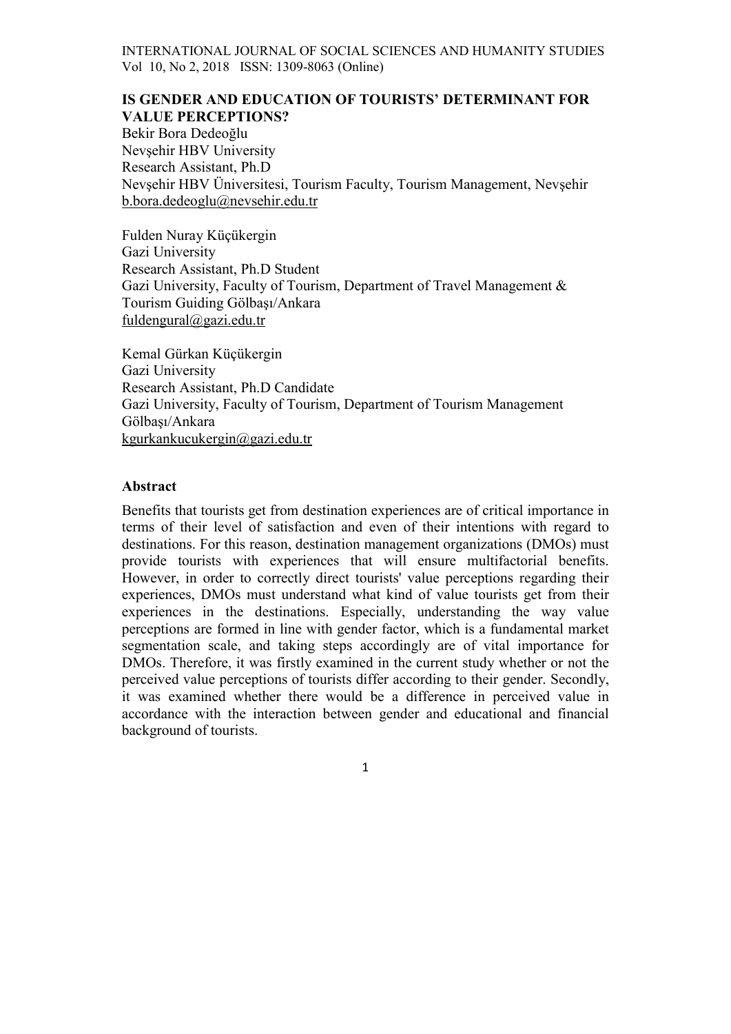# IS GENDER AND EDUCATION OF TOURISTS' DETERMINANT FOR VALUE PERCEPTIONS?

Bekir Bora Dedeoğlu
Nevşehir HBV University
Research Assistant, Ph.D
Nevşehir HBV Üniversitesi, Tourism Faculty, Tourism Management, Nevşehir
b.bora.dedeoglu@nevsehir.edu.tr

Fulden Nuray Küçükergin
Gazi University
Research Assistant, Ph.D Student
Gazi University, Faculty of Tourism, Department of Travel Management & Tourism Guiding Gölbaşı/Ankara
fuldengural@gazi.edu.tr

Kemal Gürkan Küçükergin
Gazi University
Research Assistant, Ph.D Candidate
Gazi University, Faculty of Tourism, Department of Tourism Management Gölbaşı/Ankara
kgurkankucukergin@gazi.edu.tr

## Abstract

Benefits that tourists get from destination experiences are of critical importance in terms of their level of satisfaction and even of their intentions with regard to destinations. For this reason, destination management organizations (DMOs) must provide tourists with experiences that will ensure multifactorial benefits. However, in order to correctly direct tourists' value perceptions regarding their experiences, DMOs must understand what kind of value tourists get from their experiences in the destinations. Especially, understanding the way value perceptions are formed in line with gender factor, which is a fundamental market segmentation scale, and taking steps accordingly are of vital importance for DMOs. Therefore, it was firstly examined in the current study whether or not the perceived value perceptions of tourists differ according to their gender. Secondly, it was examined whether there would be a difference in perceived value in accordance with the interaction between gender and educational and financial background of tourists.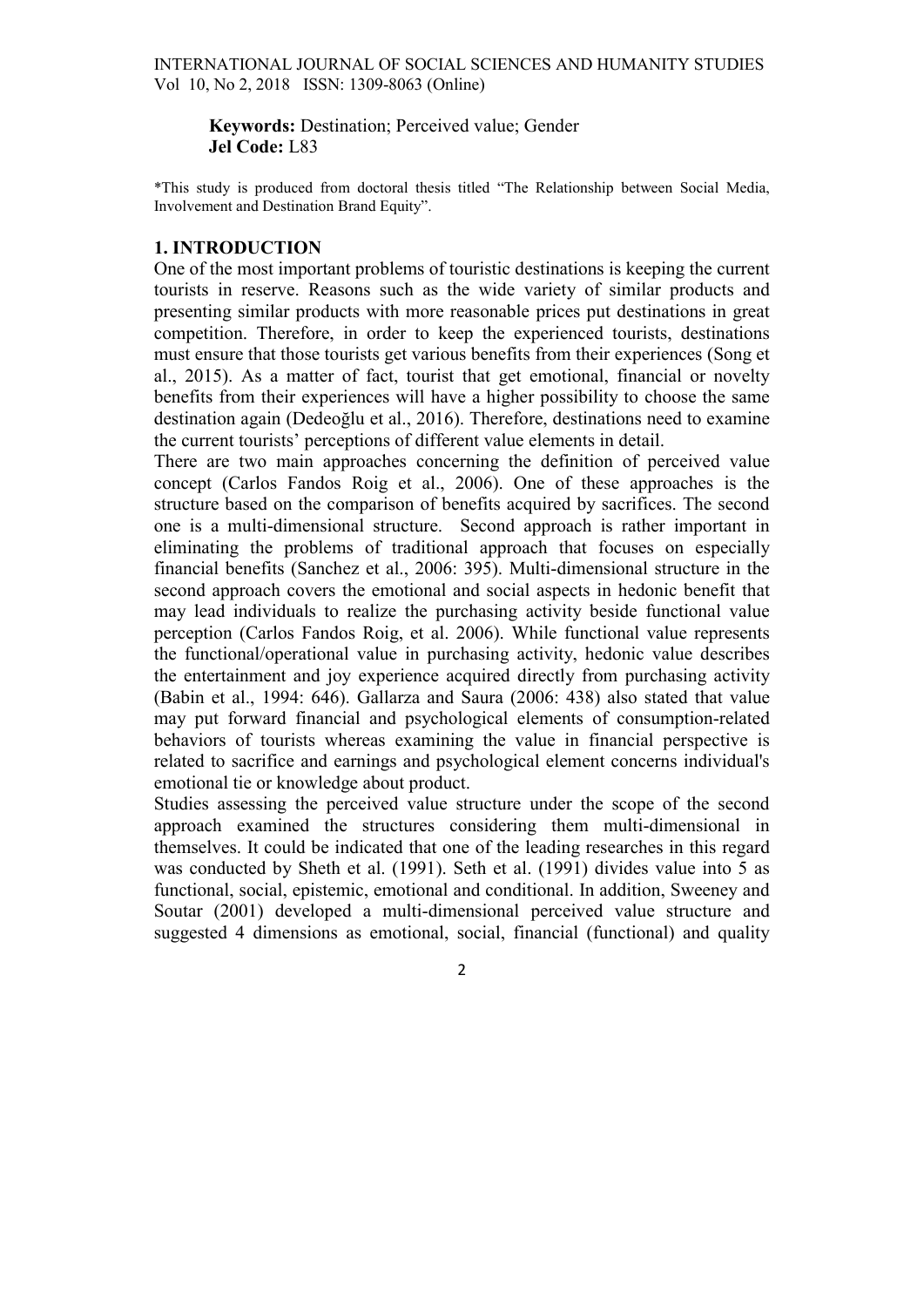**Keywords:** Destination; Perceived value; Gender
**Jel Code:** L83

*This study is produced from doctoral thesis titled "The Relationship between Social Media, Involvement and Destination Brand Equity".

## 1. INTRODUCTION

One of the most important problems of touristic destinations is keeping the current tourists in reserve. Reasons such as the wide variety of similar products and presenting similar products with more reasonable prices put destinations in great competition. Therefore, in order to keep the experienced tourists, destinations must ensure that those tourists get various benefits from their experiences (Song et al., 2015). As a matter of fact, tourist that get emotional, financial or novelty benefits from their experiences will have a higher possibility to choose the same destination again (Dedeoğlu et al., 2016). Therefore, destinations need to examine the current tourists' perceptions of different value elements in detail.

There are two main approaches concerning the definition of perceived value concept (Carlos Fandos Roig et al., 2006). One of these approaches is the structure based on the comparison of benefits acquired by sacrifices. The second one is a multi-dimensional structure. Second approach is rather important in eliminating the problems of traditional approach that focuses on especially financial benefits (Sanchez et al., 2006: 395). Multi-dimensional structure in the second approach covers the emotional and social aspects in hedonic benefit that may lead individuals to realize the purchasing activity beside functional value perception (Carlos Fandos Roig, et al. 2006). While functional value represents the functional/operational value in purchasing activity, hedonic value describes the entertainment and joy experience acquired directly from purchasing activity (Babin et al., 1994: 646). Gallarza and Saura (2006: 438) also stated that value may put forward financial and psychological elements of consumption-related behaviors of tourists whereas examining the value in financial perspective is related to sacrifice and earnings and psychological element concerns individual's emotional tie or knowledge about product.

Studies assessing the perceived value structure under the scope of the second approach examined the structures considering them multi-dimensional in themselves. It could be indicated that one of the leading researches in this regard was conducted by Sheth et al. (1991). Seth et al. (1991) divides value into 5 as functional, social, epistemic, emotional and conditional. In addition, Sweeney and Soutar (2001) developed a multi-dimensional perceived value structure and suggested 4 dimensions as emotional, social, financial (functional) and quality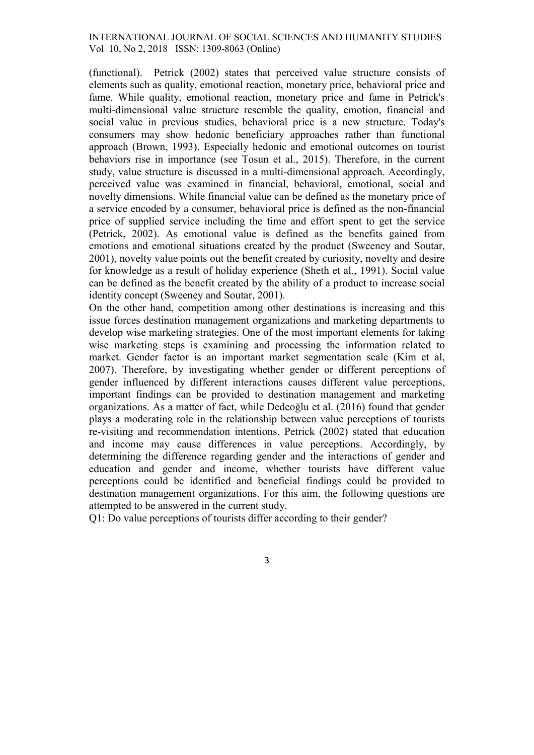(functional). Petrick (2002) states that perceived value structure consists of elements such as quality, emotional reaction, monetary price, behavioral price and fame. While quality, emotional reaction, monetary price and fame in Petrick's multi-dimensional value structure resemble the quality, emotion, financial and social value in previous studies, behavioral price is a new structure. Today's consumers may show hedonic beneficiary approaches rather than functional approach (Brown, 1993). Especially hedonic and emotional outcomes on tourist behaviors rise in importance (see Tosun et al., 2015). Therefore, in the current study, value structure is discussed in a multi-dimensional approach. Accordingly, perceived value was examined in financial, behavioral, emotional, social and novelty dimensions. While financial value can be defined as the monetary price of a service encoded by a consumer, behavioral price is defined as the non-financial price of supplied service including the time and effort spent to get the service (Petrick, 2002). As emotional value is defined as the benefits gained from emotions and emotional situations created by the product (Sweeney and Soutar, 2001), novelty value points out the benefit created by curiosity, novelty and desire for knowledge as a result of holiday experience (Sheth et al., 1991). Social value can be defined as the benefit created by the ability of a product to increase social identity concept (Sweeney and Soutar, 2001).

On the other hand, competition among other destinations is increasing and this issue forces destination management organizations and marketing departments to develop wise marketing strategies. One of the most important elements for taking wise marketing steps is examining and processing the information related to market. Gender factor is an important market segmentation scale (Kim et al, 2007). Therefore, by investigating whether gender or different perceptions of gender influenced by different interactions causes different value perceptions, important findings can be provided to destination management and marketing organizations. As a matter of fact, while Dedeoğlu et al. (2016) found that gender plays a moderating role in the relationship between value perceptions of tourists re-visiting and recommendation intentions, Petrick (2002) stated that education and income may cause differences in value perceptions. Accordingly, by determining the difference regarding gender and the interactions of gender and education and gender and income, whether tourists have different value perceptions could be identified and beneficial findings could be provided to destination management organizations. For this aim, the following questions are attempted to be answered in the current study.

Q1: Do value perceptions of tourists differ according to their gender?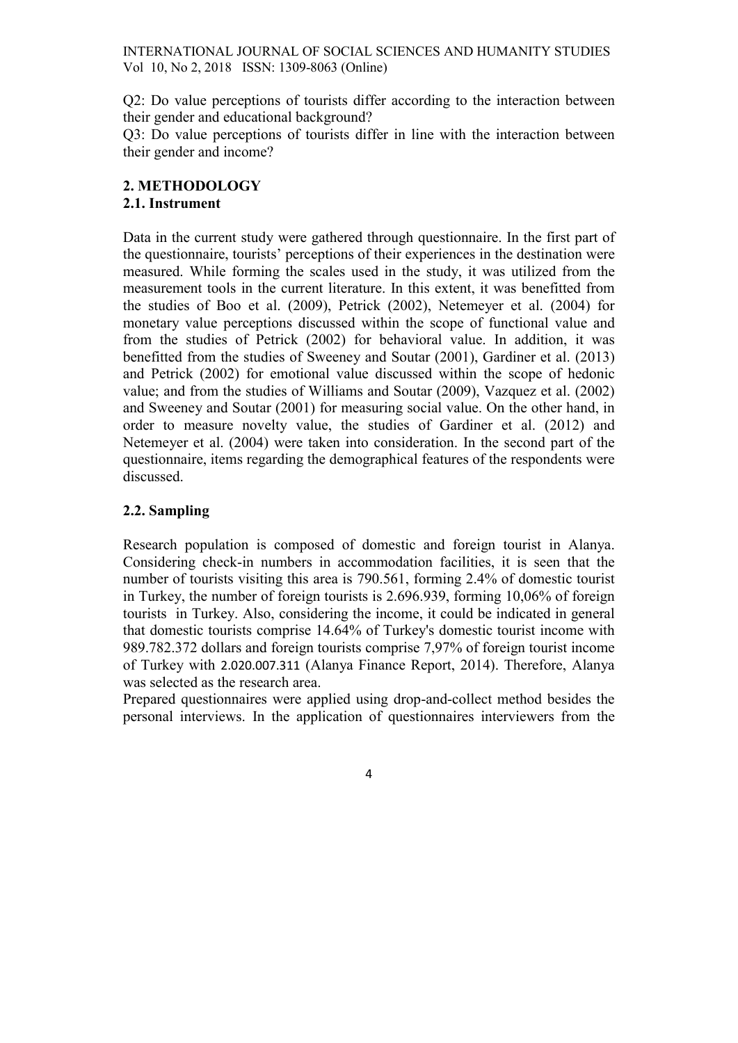Q2: Do value perceptions of tourists differ according to the interaction between their gender and educational background?

Q3: Do value perceptions of tourists differ in line with the interaction between their gender and income?

## 2. METHODOLOGY

### 2.1. Instrument

Data in the current study were gathered through questionnaire. In the first part of the questionnaire, tourists' perceptions of their experiences in the destination were measured. While forming the scales used in the study, it was utilized from the measurement tools in the current literature. In this extent, it was benefitted from the studies of Boo et al. (2009), Petrick (2002), Netemeyer et al. (2004) for monetary value perceptions discussed within the scope of functional value and from the studies of Petrick (2002) for behavioral value. In addition, it was benefitted from the studies of Sweeney and Soutar (2001), Gardiner et al. (2013) and Petrick (2002) for emotional value discussed within the scope of hedonic value; and from the studies of Williams and Soutar (2009), Vazquez et al. (2002) and Sweeney and Soutar (2001) for measuring social value. On the other hand, in order to measure novelty value, the studies of Gardiner et al. (2012) and Netemeyer et al. (2004) were taken into consideration. In the second part of the questionnaire, items regarding the demographical features of the respondents were discussed.

### 2.2. Sampling

Research population is composed of domestic and foreign tourist in Alanya. Considering check-in numbers in accommodation facilities, it is seen that the number of tourists visiting this area is 790.561, forming 2.4% of domestic tourist in Turkey, the number of foreign tourists is 2.696.939, forming 10,06% of foreign tourists in Turkey. Also, considering the income, it could be indicated in general that domestic tourists comprise 14.64% of Turkey's domestic tourist income with 989.782.372 dollars and foreign tourists comprise 7,97% of foreign tourist income of Turkey with 2.020.007.311 (Alanya Finance Report, 2014). Therefore, Alanya was selected as the research area.

Prepared questionnaires were applied using drop-and-collect method besides the personal interviews. In the application of questionnaires interviewers from the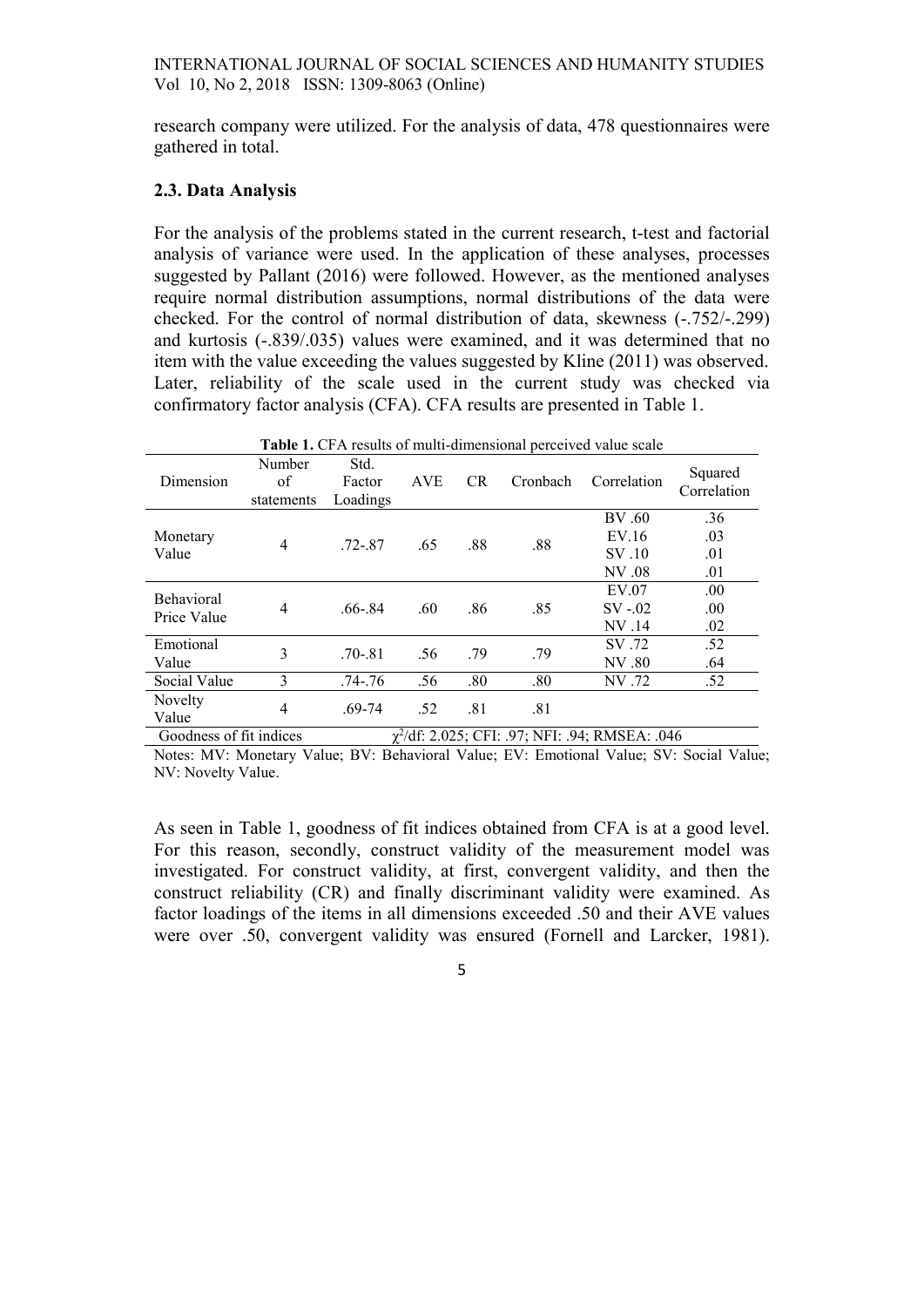research company were utilized. For the analysis of data, 478 questionnaires were gathered in total.

### 2.3. Data Analysis

For the analysis of the problems stated in the current research, t-test and factorial analysis of variance were used. In the application of these analyses, processes suggested by Pallant (2016) were followed. However, as the mentioned analyses require normal distribution assumptions, normal distributions of the data were checked. For the control of normal distribution of data, skewness (-.752/-.299) and kurtosis (-.839/.035) values were examined, and it was determined that no item with the value exceeding the values suggested by Kline (2011) was observed. Later, reliability of the scale used in the current study was checked via confirmatory factor analysis (CFA). CFA results are presented in Table 1.

**Table 1.** CFA results of multi-dimensional perceived value scale

| Dimension | Number of statements | Std. Factor Loadings | AVE | CR | Cronbach | Correlation | Squared Correlation |
|---|---|---|---|---|---|---|---|
| Monetary Value | 4 | .72-.87 | .65 | .88 | .88 | BV .60 | .36 |
| | | | | | | EV.16 | .03 |
| | | | | | | SV .10 | .01 |
| | | | | | | NV .08 | .01 |
| Behavioral Price Value | 4 | .66-.84 | .60 | .86 | .85 | EV.07 | .00 |
| | | | | | | SV -.02 | .00 |
| | | | | | | NV .14 | .02 |
| Emotional Value | 3 | .70-.81 | .56 | .79 | .79 | SV .72 | .52 |
| | | | | | | NV .80 | .64 |
| Social Value | 3 | .74-.76 | .56 | .80 | .80 | NV .72 | .52 |
| Novelty Value | 4 | .69-74 | .52 | .81 | .81 | | |
| Goodness of fit indices | $\chi^2$/df: 2.025; CFI: .97; NFI: .94; RMSEA: .046 | | | | | | |

Notes: MV: Monetary Value; BV: Behavioral Value; EV: Emotional Value; SV: Social Value; NV: Novelty Value.

As seen in Table 1, goodness of fit indices obtained from CFA is at a good level. For this reason, secondly, construct validity of the measurement model was investigated. For construct validity, at first, convergent validity, and then the construct reliability (CR) and finally discriminant validity were examined. As factor loadings of the items in all dimensions exceeded .50 and their AVE values were over .50, convergent validity was ensured (Fornell and Larcker, 1981).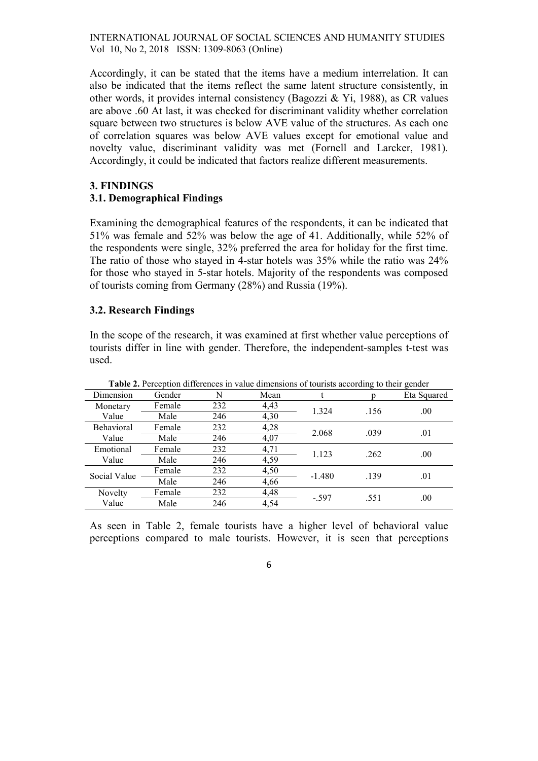Accordingly, it can be stated that the items have a medium interrelation. It can also be indicated that the items reflect the same latent structure consistently, in other words, it provides internal consistency (Bagozzi & Yi, 1988), as CR values are above .60 At last, it was checked for discriminant validity whether correlation square between two structures is below AVE value of the structures. As each one of correlation squares was below AVE values except for emotional value and novelty value, discriminant validity was met (Fornell and Larcker, 1981). Accordingly, it could be indicated that factors realize different measurements.

## 3. FINDINGS

### 3.1. Demographical Findings

Examining the demographical features of the respondents, it can be indicated that 51% was female and 52% was below the age of 41. Additionally, while 52% of the respondents were single, 32% preferred the area for holiday for the first time. The ratio of those who stayed in 4-star hotels was 35% while the ratio was 24% for those who stayed in 5-star hotels. Majority of the respondents was composed of tourists coming from Germany (28%) and Russia (19%).

### 3.2. Research Findings

In the scope of the research, it was examined at first whether value perceptions of tourists differ in line with gender. Therefore, the independent-samples t-test was used.

**Table 2.** Perception differences in value dimensions of tourists according to their gender

| Dimension | Gender | N | Mean | t | p | Eta Squared |
|---|---|---|---|---|---|---|
| Monetary Value | Female | 232 | 4,43 | 1.324 | .156 | .00 |
| | Male | 246 | 4,30 | | | |
| Behavioral Value | Female | 232 | 4,28 | 2.068 | .039 | .01 |
| | Male | 246 | 4,07 | | | |
| Emotional Value | Female | 232 | 4,71 | 1.123 | .262 | .00 |
| | Male | 246 | 4,59 | | | |
| Social Value | Female | 232 | 4,50 | -1.480 | .139 | .01 |
| | Male | 246 | 4,66 | | | |
| Novelty Value | Female | 232 | 4,48 | -.597 | .551 | .00 |
| | Male | 246 | 4,54 | | | |

As seen in Table 2, female tourists have a higher level of behavioral value perceptions compared to male tourists. However, it is seen that perceptions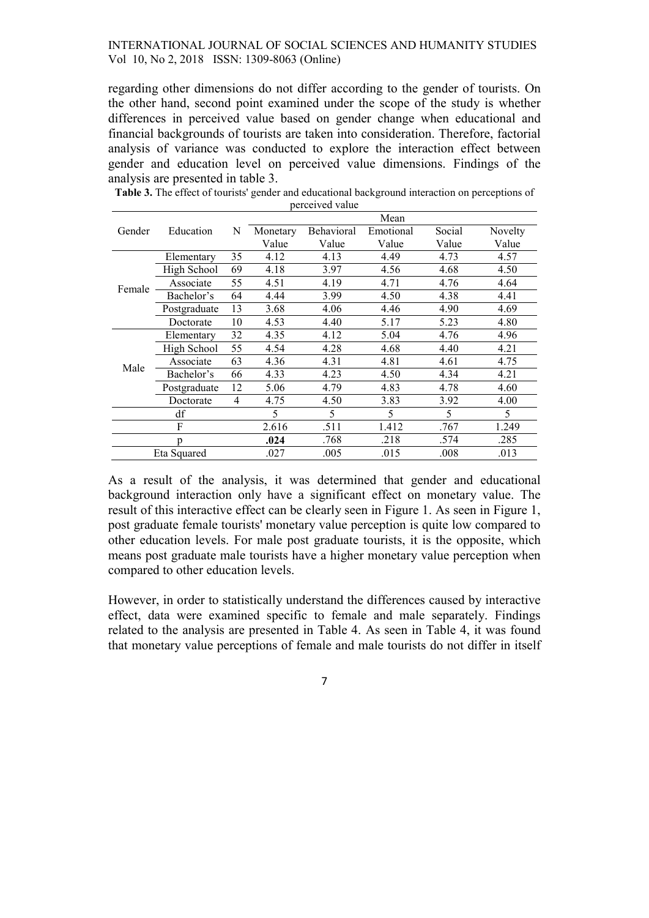regarding other dimensions do not differ according to the gender of tourists. On the other hand, second point examined under the scope of the study is whether differences in perceived value based on gender change when educational and financial backgrounds of tourists are taken into consideration. Therefore, factorial analysis of variance was conducted to explore the interaction effect between gender and education level on perceived value dimensions. Findings of the analysis are presented in table 3.

**Table 3.** The effect of tourists' gender and educational background interaction on perceptions of perceived value

| Gender | Education | N | Mean | | | | |
|---|---|---|---|---|---|---|---|
| | | | Monetary Value | Behavioral Value | Emotional Value | Social Value | Novelty Value |
| Female | Elementary | 35 | 4.12 | 4.13 | 4.49 | 4.73 | 4.57 |
| | High School | 69 | 4.18 | 3.97 | 4.56 | 4.68 | 4.50 |
| | Associate | 55 | 4.51 | 4.19 | 4.71 | 4.76 | 4.64 |
| | Bachelor's | 64 | 4.44 | 3.99 | 4.50 | 4.38 | 4.41 |
| | Postgraduate | 13 | 3.68 | 4.06 | 4.46 | 4.90 | 4.69 |
| | Doctorate | 10 | 4.53 | 4.40 | 5.17 | 5.23 | 4.80 |
| Male | Elementary | 32 | 4.35 | 4.12 | 5.04 | 4.76 | 4.96 |
| | High School | 55 | 4.54 | 4.28 | 4.68 | 4.40 | 4.21 |
| | Associate | 63 | 4.36 | 4.31 | 4.81 | 4.61 | 4.75 |
| | Bachelor's | 66 | 4.33 | 4.23 | 4.50 | 4.34 | 4.21 |
| | Postgraduate | 12 | 5.06 | 4.79 | 4.83 | 4.78 | 4.60 |
| | Doctorate | 4 | 4.75 | 4.50 | 3.83 | 3.92 | 4.00 |
| df | | | 5 | 5 | 5 | 5 | 5 |
| F | | | 2.616 | .511 | 1.412 | .767 | 1.249 |
| p | | | **.024** | .768 | .218 | .574 | .285 |
| Eta Squared | | | .027 | .005 | .015 | .008 | .013 |

As a result of the analysis, it was determined that gender and educational background interaction only have a significant effect on monetary value. The result of this interactive effect can be clearly seen in Figure 1. As seen in Figure 1, post graduate female tourists' monetary value perception is quite low compared to other education levels. For male post graduate tourists, it is the opposite, which means post graduate male tourists have a higher monetary value perception when compared to other education levels.

However, in order to statistically understand the differences caused by interactive effect, data were examined specific to female and male separately. Findings related to the analysis are presented in Table 4. As seen in Table 4, it was found that monetary value perceptions of female and male tourists do not differ in itself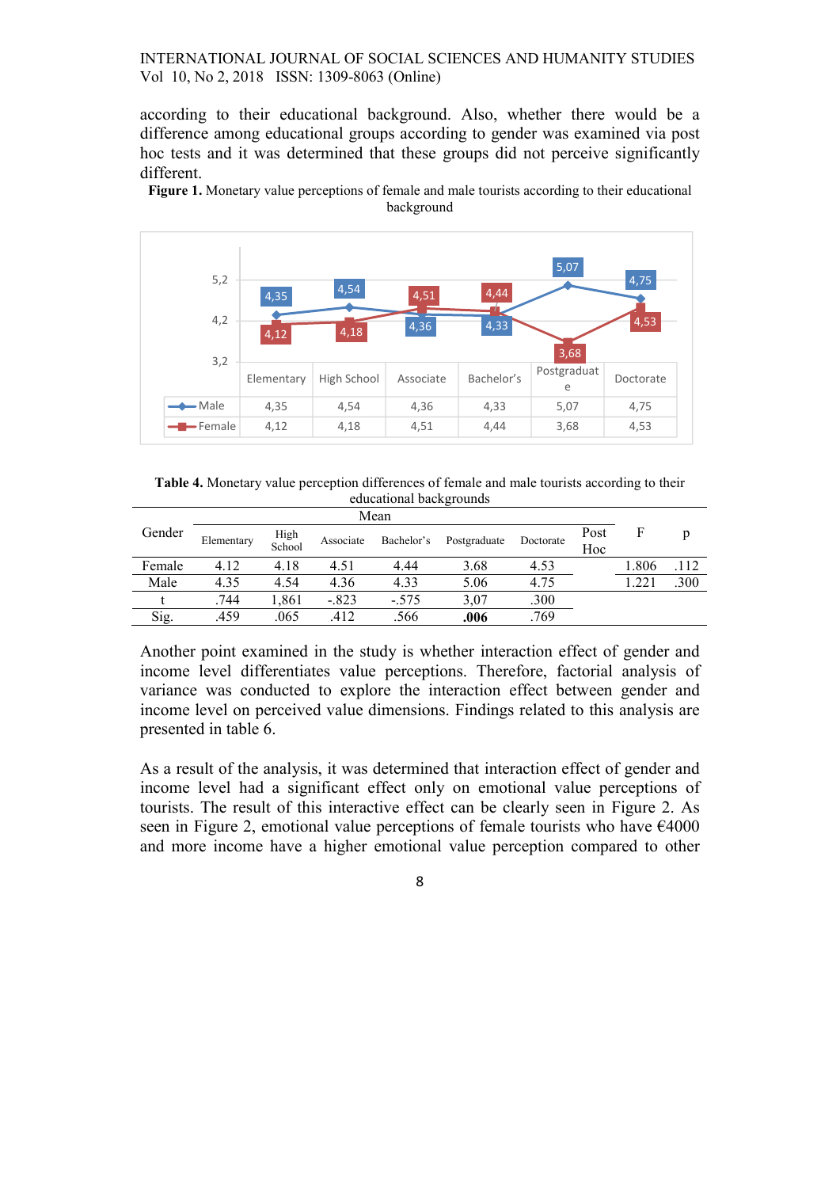according to their educational background. Also, whether there would be a difference among educational groups according to gender was examined via post hoc tests and it was determined that these groups did not perceive significantly different.

**Figure 1.** Monetary value perceptions of female and male tourists according to their educational background

| | Elementary | High School | Associate | Bachelor's | Postgraduate | Doctorate |
|---|---|---|---|---|---|---|
| Male | 4,35 | 4,54 | 4,36 | 4,33 | 5,07 | 4,75 |
| Female | 4,12 | 4,18 | 4,51 | 4,44 | 3,68 | 4,53 |

**Table 4.** Monetary value perception differences of female and male tourists according to their educational backgrounds

| Gender | Mean | | | | | | Post Hoc | F | p |
|---|---|---|---|---|---|---|---|---|---|
| | Elementary | High School | Associate | Bachelor's | Postgraduate | Doctorate | | | |
| Female | 4.12 | 4.18 | 4.51 | 4.44 | 3.68 | 4.53 | | 1.806 | .112 |
| Male | 4.35 | 4.54 | 4.36 | 4.33 | 5.06 | 4.75 | | 1.221 | .300 |
| t | .744 | 1,861 | -.823 | -.575 | 3,07 | .300 | | | |
| Sig. | .459 | .065 | .412 | .566 | **.006** | .769 | | | |

Another point examined in the study is whether interaction effect of gender and income level differentiates value perceptions. Therefore, factorial analysis of variance was conducted to explore the interaction effect between gender and income level on perceived value dimensions. Findings related to this analysis are presented in table 6.

As a result of the analysis, it was determined that interaction effect of gender and income level had a significant effect only on emotional value perceptions of tourists. The result of this interactive effect can be clearly seen in Figure 2. As seen in Figure 2, emotional value perceptions of female tourists who have €4000 and more income have a higher emotional value perception compared to other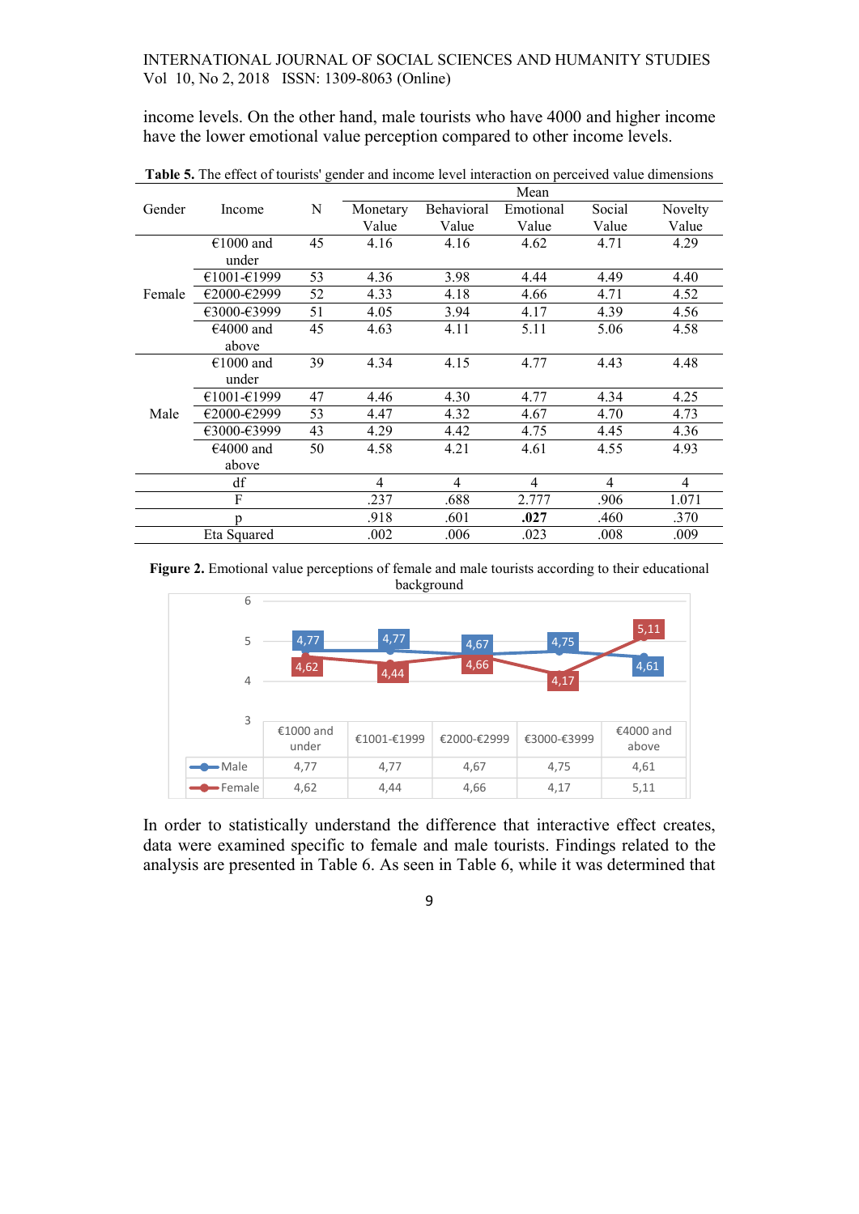income levels. On the other hand, male tourists who have 4000 and higher income have the lower emotional value perception compared to other income levels.

**Table 5.** The effect of tourists' gender and income level interaction on perceived value dimensions

| Gender | Income | N | Mean | | | | |
|---|---|---|---|---|---|---|---|
| | | | Monetary Value | Behavioral Value | Emotional Value | Social Value | Novelty Value |
| Female | €1000 and under | 45 | 4.16 | 4.16 | 4.62 | 4.71 | 4.29 |
| | €1001-€1999 | 53 | 4.36 | 3.98 | 4.44 | 4.49 | 4.40 |
| | €2000-€2999 | 52 | 4.33 | 4.18 | 4.66 | 4.71 | 4.52 |
| | €3000-€3999 | 51 | 4.05 | 3.94 | 4.17 | 4.39 | 4.56 |
| | €4000 and above | 45 | 4.63 | 4.11 | 5.11 | 5.06 | 4.58 |
| Male | €1000 and under | 39 | 4.34 | 4.15 | 4.77 | 4.43 | 4.48 |
| | €1001-€1999 | 47 | 4.46 | 4.30 | 4.77 | 4.34 | 4.25 |
| | €2000-€2999 | 53 | 4.47 | 4.32 | 4.67 | 4.70 | 4.73 |
| | €3000-€3999 | 43 | 4.29 | 4.42 | 4.75 | 4.45 | 4.36 |
| | €4000 and above | 50 | 4.58 | 4.21 | 4.61 | 4.55 | 4.93 |
| df | | | 4 | 4 | 4 | 4 | 4 |
| F | | | .237 | .688 | 2.777 | .906 | 1.071 |
| p | | | .918 | .601 | **.027** | .460 | .370 |
| Eta Squared | | | .002 | .006 | .023 | .008 | .009 |

**Figure 2.** Emotional value perceptions of female and male tourists according to their educational background

| | €1000 and under | €1001-€1999 | €2000-€2999 | €3000-€3999 | €4000 and above |
|---|---|---|---|---|---|
| Male | 4,77 | 4,77 | 4,67 | 4,75 | 4,61 |
| Female | 4,62 | 4,44 | 4,66 | 4,17 | 5,11 |

In order to statistically understand the difference that interactive effect creates, data were examined specific to female and male tourists. Findings related to the analysis are presented in Table 6. As seen in Table 6, while it was determined that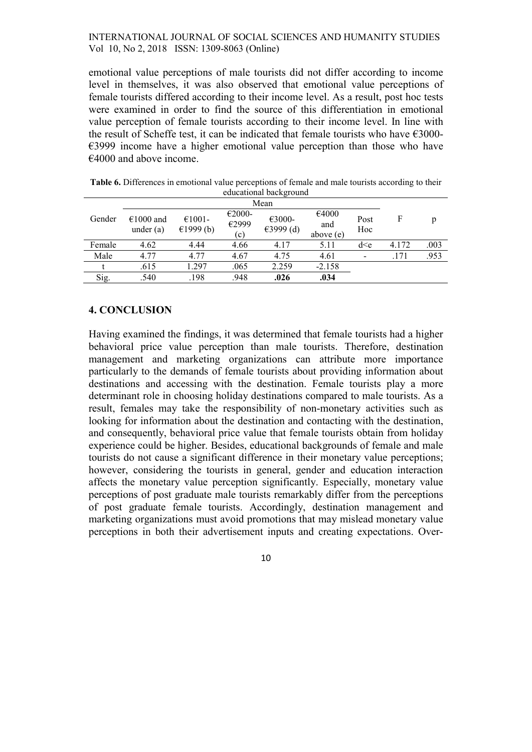emotional value perceptions of male tourists did not differ according to income level in themselves, it was also observed that emotional value perceptions of female tourists differed according to their income level. As a result, post hoc tests were examined in order to find the source of this differentiation in emotional value perception of female tourists according to their income level. In line with the result of Scheffe test, it can be indicated that female tourists who have €3000-€3999 income have a higher emotional value perception than those who have €4000 and above income.

**Table 6.** Differences in emotional value perceptions of female and male tourists according to their educational background

| Gender | Mean | | | | | Post Hoc | F | p |
|---|---|---|---|---|---|---|---|---|
| | €1000 and under (a) | €1001-€1999 (b) | €2000-€2999 (c) | €3000-€3999 (d) | €4000 and above (e) | | | |
| Female | 4.62 | 4.44 | 4.66 | 4.17 | 5.11 | d<e | 4.172 | .003 |
| Male | 4.77 | 4.77 | 4.67 | 4.75 | 4.61 | - | .171 | .953 |
| t | .615 | 1.297 | .065 | 2.259 | -2.158 | | | |
| Sig. | .540 | .198 | .948 | **.026** | **.034** | | | |

## 4. CONCLUSION

Having examined the findings, it was determined that female tourists had a higher behavioral price value perception than male tourists. Therefore, destination management and marketing organizations can attribute more importance particularly to the demands of female tourists about providing information about destinations and accessing with the destination. Female tourists play a more determinant role in choosing holiday destinations compared to male tourists. As a result, females may take the responsibility of non-monetary activities such as looking for information about the destination and contacting with the destination, and consequently, behavioral price value that female tourists obtain from holiday experience could be higher. Besides, educational backgrounds of female and male tourists do not cause a significant difference in their monetary value perceptions; however, considering the tourists in general, gender and education interaction affects the monetary value perception significantly. Especially, monetary value perceptions of post graduate male tourists remarkably differ from the perceptions of post graduate female tourists. Accordingly, destination management and marketing organizations must avoid promotions that may mislead monetary value perceptions in both their advertisement inputs and creating expectations. Over-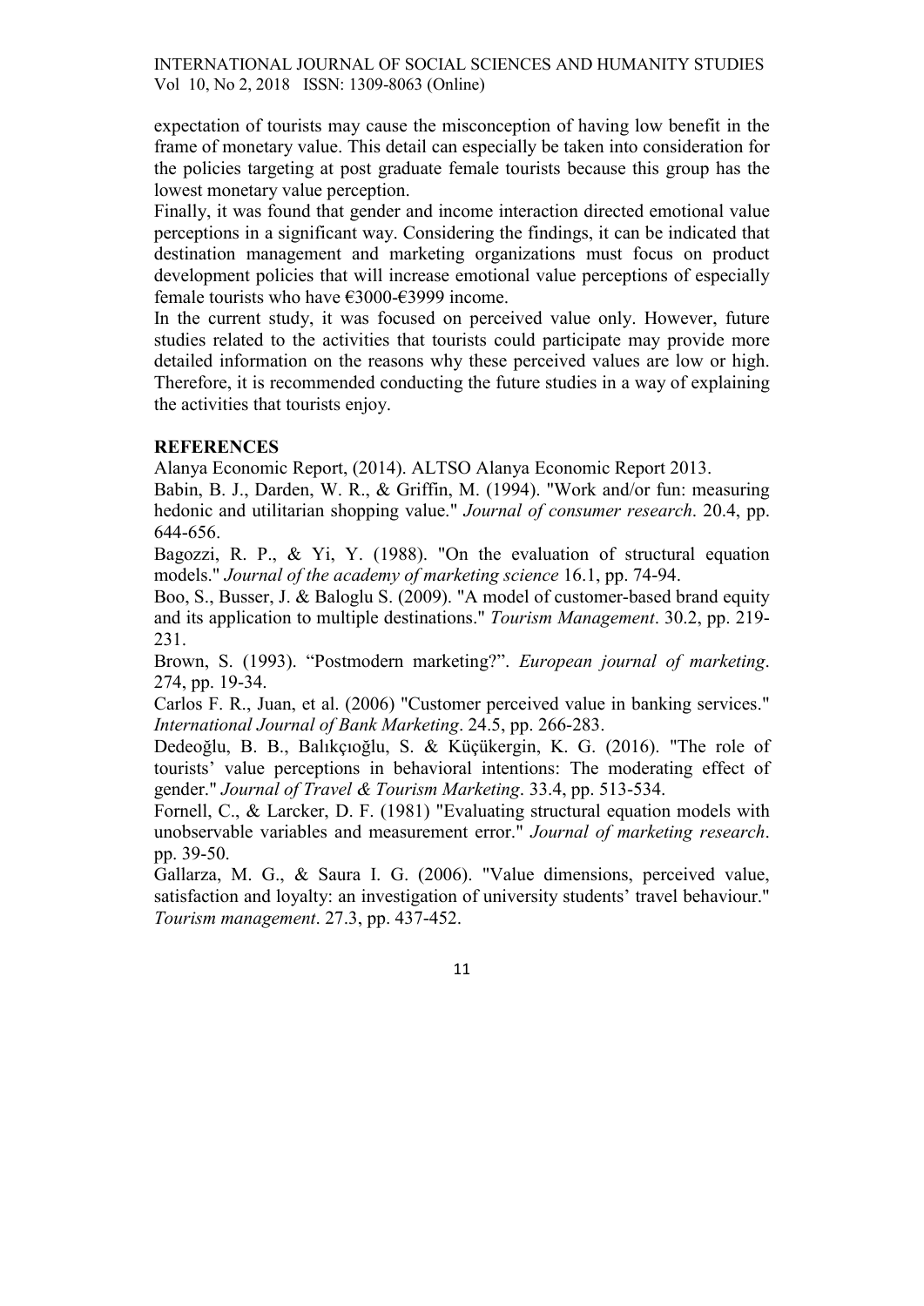expectation of tourists may cause the misconception of having low benefit in the frame of monetary value. This detail can especially be taken into consideration for the policies targeting at post graduate female tourists because this group has the lowest monetary value perception.

Finally, it was found that gender and income interaction directed emotional value perceptions in a significant way. Considering the findings, it can be indicated that destination management and marketing organizations must focus on product development policies that will increase emotional value perceptions of especially female tourists who have €3000-€3999 income.

In the current study, it was focused on perceived value only. However, future studies related to the activities that tourists could participate may provide more detailed information on the reasons why these perceived values are low or high. Therefore, it is recommended conducting the future studies in a way of explaining the activities that tourists enjoy.

**REFERENCES**

Alanya Economic Report, (2014). ALTSO Alanya Economic Report 2013.

Babin, B. J., Darden, W. R., & Griffin, M. (1994). "Work and/or fun: measuring hedonic and utilitarian shopping value." *Journal of consumer research*. 20.4, pp. 644-656.

Bagozzi, R. P., & Yi, Y. (1988). "On the evaluation of structural equation models." *Journal of the academy of marketing science* 16.1, pp. 74-94.

Boo, S., Busser, J. & Baloglu S. (2009). "A model of customer-based brand equity and its application to multiple destinations." *Tourism Management*. 30.2, pp. 219-231.

Brown, S. (1993). "Postmodern marketing?". *European journal of marketing*. 274, pp. 19-34.

Carlos F. R., Juan, et al. (2006) "Customer perceived value in banking services." *International Journal of Bank Marketing*. 24.5, pp. 266-283.

Dedeoğlu, B. B., Balıkçıoğlu, S. & Küçükergin, K. G. (2016). "The role of tourists' value perceptions in behavioral intentions: The moderating effect of gender." *Journal of Travel & Tourism Marketing*. 33.4, pp. 513-534.

Fornell, C., & Larcker, D. F. (1981) "Evaluating structural equation models with unobservable variables and measurement error." *Journal of marketing research*. pp. 39-50.

Gallarza, M. G., & Saura I. G. (2006). "Value dimensions, perceived value, satisfaction and loyalty: an investigation of university students' travel behaviour." *Tourism management*. 27.3, pp. 437-452.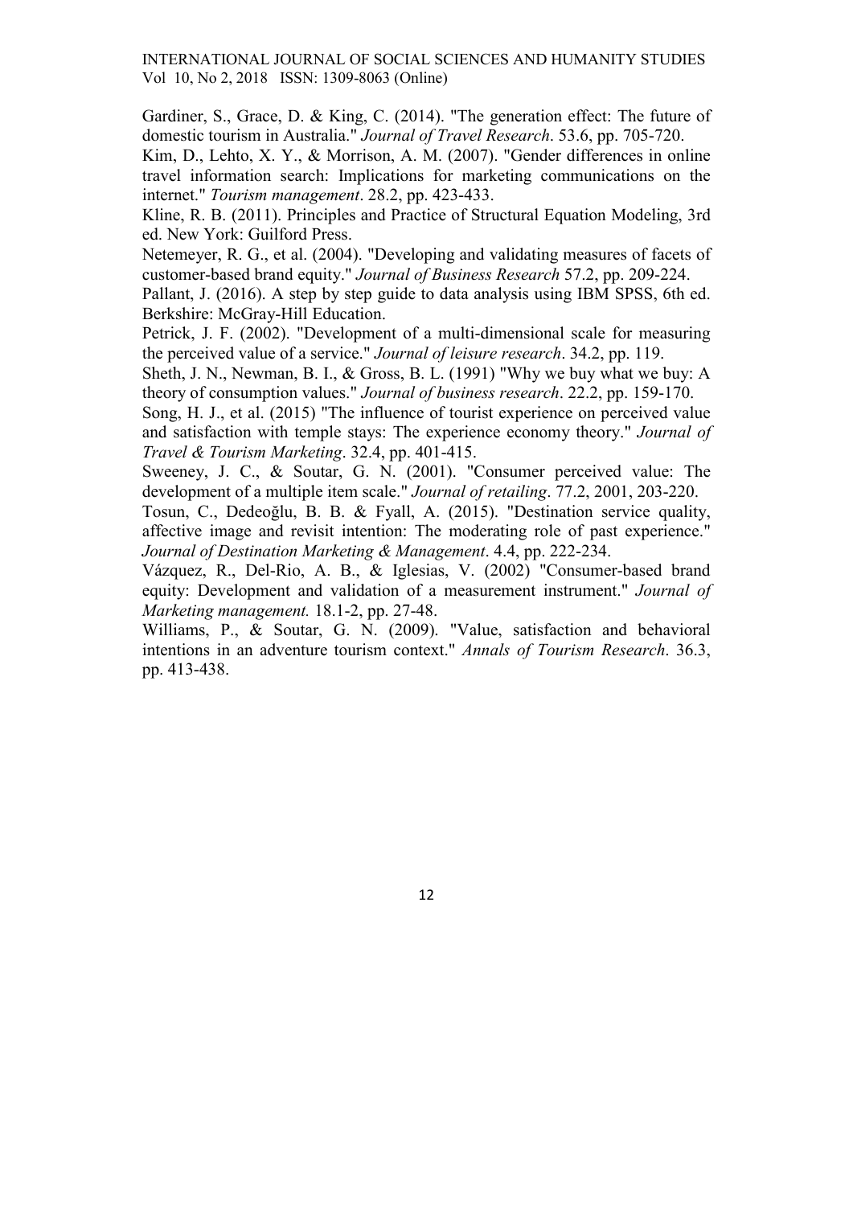Gardiner, S., Grace, D. & King, C. (2014). "The generation effect: The future of domestic tourism in Australia." *Journal of Travel Research*. 53.6, pp. 705-720.

Kim, D., Lehto, X. Y., & Morrison, A. M. (2007). "Gender differences in online travel information search: Implications for marketing communications on the internet." *Tourism management*. 28.2, pp. 423-433.

Kline, R. B. (2011). Principles and Practice of Structural Equation Modeling, 3rd ed. New York: Guilford Press.

Netemeyer, R. G., et al. (2004). "Developing and validating measures of facets of customer-based brand equity." *Journal of Business Research* 57.2, pp. 209-224.

Pallant, J. (2016). A step by step guide to data analysis using IBM SPSS, 6th ed. Berkshire: McGray-Hill Education.

Petrick, J. F. (2002). "Development of a multi-dimensional scale for measuring the perceived value of a service." *Journal of leisure research*. 34.2, pp. 119.

Sheth, J. N., Newman, B. I., & Gross, B. L. (1991) "Why we buy what we buy: A theory of consumption values." *Journal of business research*. 22.2, pp. 159-170.

Song, H. J., et al. (2015) "The influence of tourist experience on perceived value and satisfaction with temple stays: The experience economy theory." *Journal of Travel & Tourism Marketing*. 32.4, pp. 401-415.

Sweeney, J. C., & Soutar, G. N. (2001). "Consumer perceived value: The development of a multiple item scale." *Journal of retailing*. 77.2, 2001, 203-220.

Tosun, C., Dedeoğlu, B. B. & Fyall, A. (2015). "Destination service quality, affective image and revisit intention: The moderating role of past experience." *Journal of Destination Marketing & Management*. 4.4, pp. 222-234.

Vázquez, R., Del-Rio, A. B., & Iglesias, V. (2002) "Consumer-based brand equity: Development and validation of a measurement instrument." *Journal of Marketing management.* 18.1-2, pp. 27-48.

Williams, P., & Soutar, G. N. (2009). "Value, satisfaction and behavioral intentions in an adventure tourism context." *Annals of Tourism Research*. 36.3, pp. 413-438.